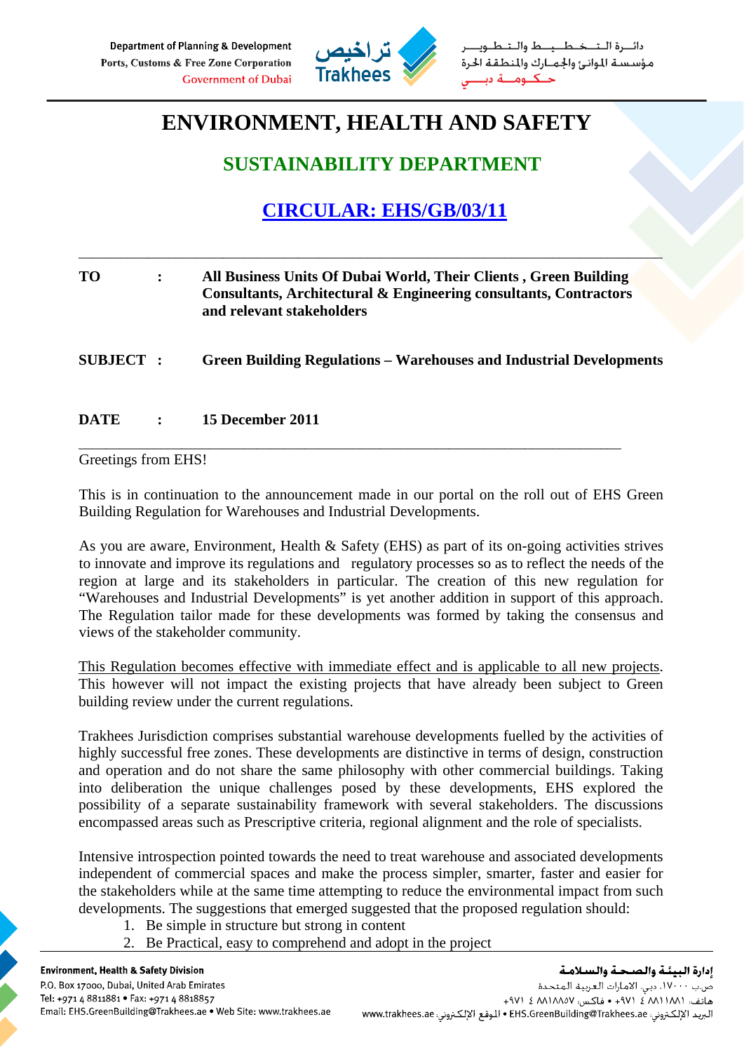# ENVIRONMENT, HEALTH AND SAFETY

## SUSTAINABILITY DEPARTMENT

## CIRCULAR: EHS/GB/03/11

---

**TO** : **All Business Units Of Dubai World, Their Clients , Green Building Consultants, Architectural & Engineering consultants, Contractors and relevant stakeholders**

**SUBJECT** : **Green Building Regulations – Warehouses and Industrial Developments**

**DATE** : **15 December 2011**

---

Greetings from EHS!

This is in continuation to the announcement made in our portal on the roll out of EHS Green Building Regulation for Warehouses and Industrial Developments.

As you are aware, Environment, Health & Safety (EHS) as part of its on-going activities strives to innovate and improve its regulations and regulatory processes so as to reflect the needs of the region at large and its stakeholders in particular. The creation of this new regulation for "Warehouses and Industrial Developments" is yet another addition in support of this approach. The Regulation tailor made for these developments was formed by taking the consensus and views of the stakeholder community.

<u>This Regulation becomes effective with immediate effect and is applicable to all new projects</u>. This however will not impact the existing projects that have already been subject to Green building review under the current regulations.

Trakhees Jurisdiction comprises substantial warehouse developments fuelled by the activities of highly successful free zones. These developments are distinctive in terms of design, construction and operation and do not share the same philosophy with other commercial buildings. Taking into deliberation the unique challenges posed by these developments, EHS explored the possibility of a separate sustainability framework with several stakeholders. The discussions encompassed areas such as Prescriptive criteria, regional alignment and the role of specialists.

Intensive introspection pointed towards the need to treat warehouse and associated developments independent of commercial spaces and make the process simpler, smarter, faster and easier for the stakeholders while at the same time attempting to reduce the environmental impact from such developments. The suggestions that emerged suggested that the proposed regulation should:

1. Be simple in structure but strong in content
2. Be Practical, easy to comprehend and adopt in the project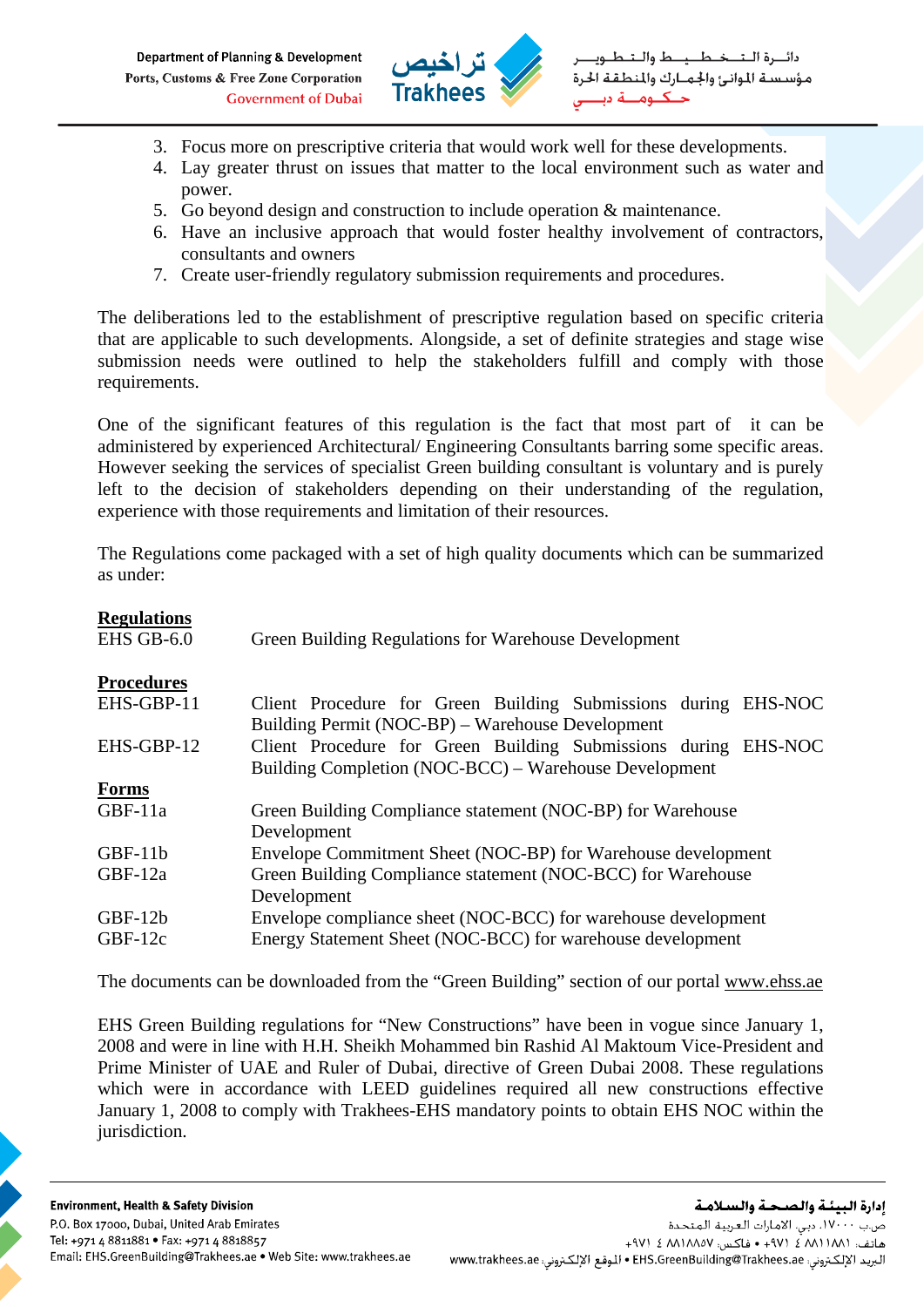3. Focus more on prescriptive criteria that would work well for these developments.
4. Lay greater thrust on issues that matter to the local environment such as water and power.
5. Go beyond design and construction to include operation & maintenance.
6. Have an inclusive approach that would foster healthy involvement of contractors, consultants and owners
7. Create user-friendly regulatory submission requirements and procedures.

The deliberations led to the establishment of prescriptive regulation based on specific criteria that are applicable to such developments. Alongside, a set of definite strategies and stage wise submission needs were outlined to help the stakeholders fulfill and comply with those requirements.

One of the significant features of this regulation is the fact that most part of it can be administered by experienced Architectural/ Engineering Consultants barring some specific areas. However seeking the services of specialist Green building consultant is voluntary and is purely left to the decision of stakeholders depending on their understanding of the regulation, experience with those requirements and limitation of their resources.

The Regulations come packaged with a set of high quality documents which can be summarized as under:

**Regulations**

| | |
|---|---|
| EHS GB-6.0 | Green Building Regulations for Warehouse Development |

**Procedures**

| | |
|---|---|
| EHS-GBP-11 | Client Procedure for Green Building Submissions during EHS-NOC Building Permit (NOC-BP) – Warehouse Development |
| EHS-GBP-12 | Client Procedure for Green Building Submissions during EHS-NOC Building Completion (NOC-BCC) – Warehouse Development |

**Forms**

| | |
|---|---|
| GBF-11a | Green Building Compliance statement (NOC-BP) for Warehouse Development |
| GBF-11b | Envelope Commitment Sheet (NOC-BP) for Warehouse development |
| GBF-12a | Green Building Compliance statement (NOC-BCC) for Warehouse Development |
| GBF-12b | Envelope compliance sheet (NOC-BCC) for warehouse development |
| GBF-12c | Energy Statement Sheet (NOC-BCC) for warehouse development |

The documents can be downloaded from the “Green Building” section of our portal www.ehss.ae

EHS Green Building regulations for “New Constructions” have been in vogue since January 1, 2008 and were in line with H.H. Sheikh Mohammed bin Rashid Al Maktoum Vice-President and Prime Minister of UAE and Ruler of Dubai, directive of Green Dubai 2008. These regulations which were in accordance with LEED guidelines required all new constructions effective January 1, 2008 to comply with Trakhees-EHS mandatory points to obtain EHS NOC within the jurisdiction.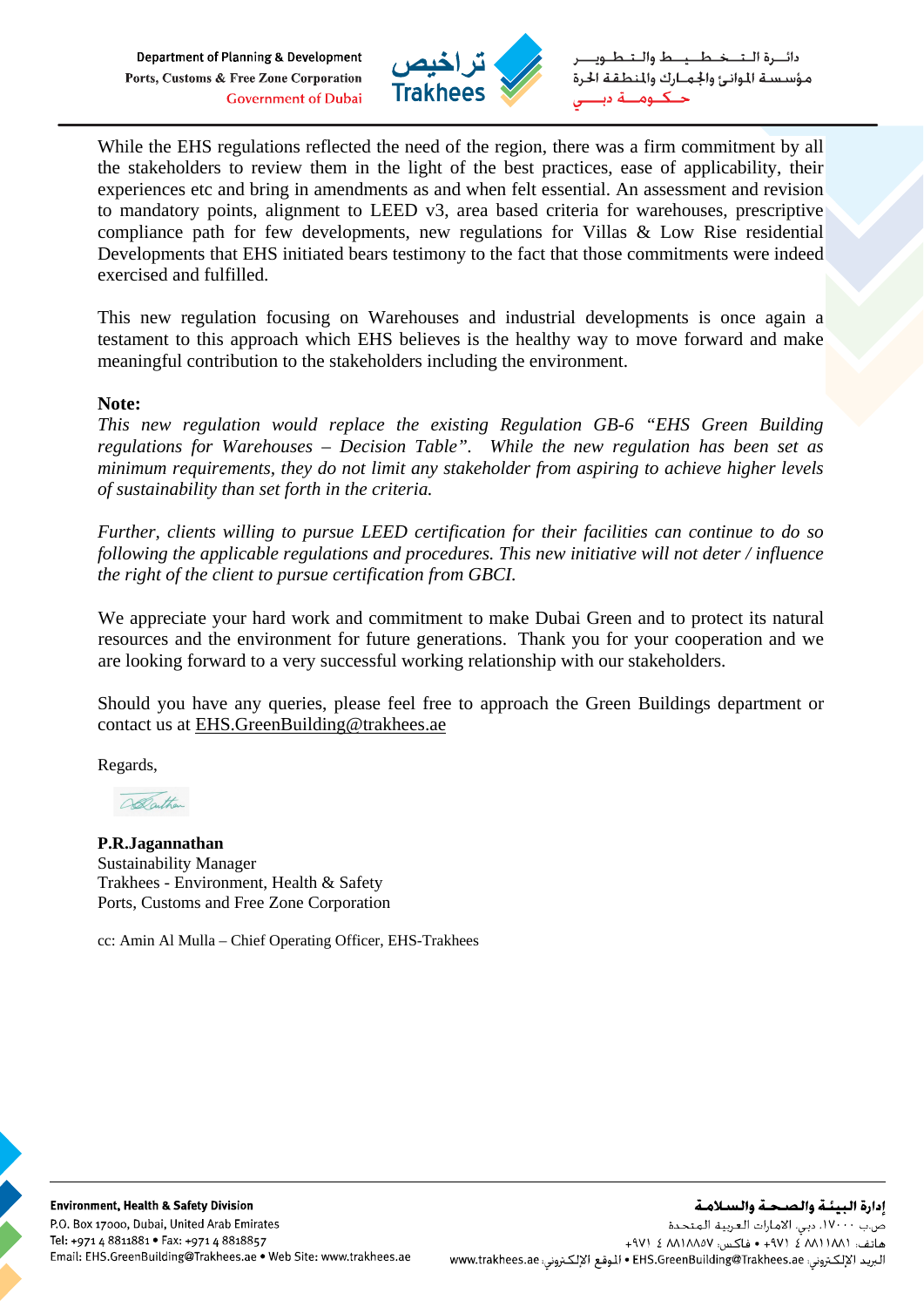While the EHS regulations reflected the need of the region, there was a firm commitment by all the stakeholders to review them in the light of the best practices, ease of applicability, their experiences etc and bring in amendments as and when felt essential. An assessment and revision to mandatory points, alignment to LEED v3, area based criteria for warehouses, prescriptive compliance path for few developments, new regulations for Villas & Low Rise residential Developments that EHS initiated bears testimony to the fact that those commitments were indeed exercised and fulfilled.

This new regulation focusing on Warehouses and industrial developments is once again a testament to this approach which EHS believes is the healthy way to move forward and make meaningful contribution to the stakeholders including the environment.

**Note:**

*This new regulation would replace the existing Regulation GB-6 "EHS Green Building regulations for Warehouses – Decision Table". While the new regulation has been set as minimum requirements, they do not limit any stakeholder from aspiring to achieve higher levels of sustainability than set forth in the criteria.*

*Further, clients willing to pursue LEED certification for their facilities can continue to do so following the applicable regulations and procedures. This new initiative will not deter / influence the right of the client to pursue certification from GBCI.*

We appreciate your hard work and commitment to make Dubai Green and to protect its natural resources and the environment for future generations. Thank you for your cooperation and we are looking forward to a very successful working relationship with our stakeholders.

Should you have any queries, please feel free to approach the Green Buildings department or contact us at EHS.GreenBuilding@trakhees.ae

Regards,

**P.R.Jagannathan**
Sustainability Manager
Trakhees - Environment, Health & Safety
Ports, Customs and Free Zone Corporation

cc: Amin Al Mulla – Chief Operating Officer, EHS-Trakhees